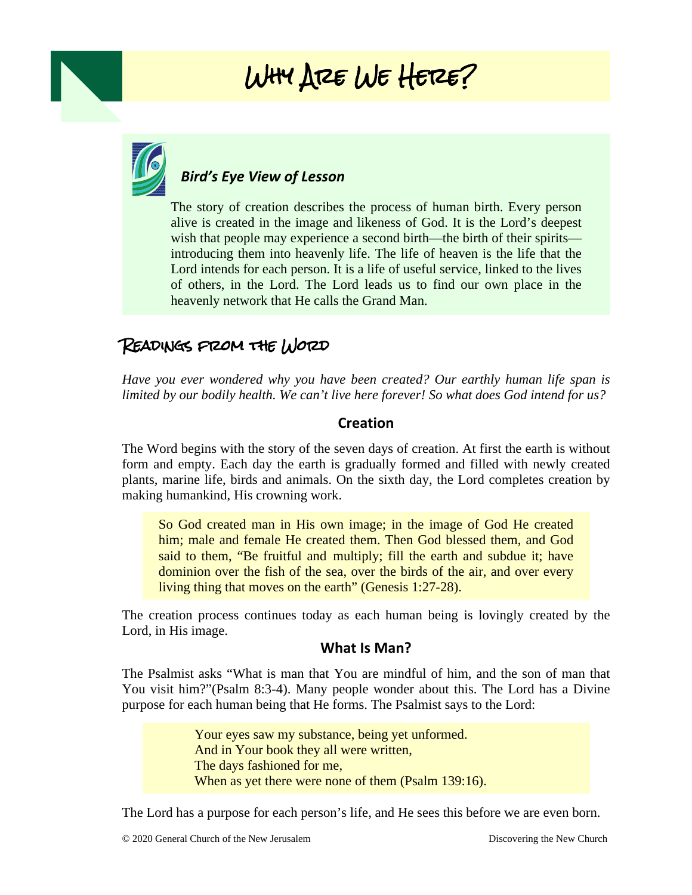# Why Are We Here?

### *Bird's Eye View of Lesson*

The story of creation describes the process of human birth. Every person alive is created in the image and likeness of God. It is the Lord's deepest wish that people may experience a second birth—the birth of their spirits—introducing them into heavenly life. The life of heaven is the life that the Lord intends for each person. It is a life of useful service, linked to the lives of others, in the Lord. The Lord leads us to find our own place in the heavenly network that He calls the Grand Man.

## Readings from the Word

*Have you ever wondered why you have been created? Our earthly human life span is limited by our bodily health. We can't live here forever! So what does God intend for us?*

### Creation

The Word begins with the story of the seven days of creation. At first the earth is without form and empty. Each day the earth is gradually formed and filled with newly created plants, marine life, birds and animals. On the sixth day, the Lord completes creation by making humankind, His crowning work.

> So God created man in His own image; in the image of God He created him; male and female He created them. Then God blessed them, and God said to them, "Be fruitful and multiply; fill the earth and subdue it; have dominion over the fish of the sea, over the birds of the air, and over every living thing that moves on the earth" (Genesis 1:27-28).

The creation process continues today as each human being is lovingly created by the Lord, in His image.

### What Is Man?

The Psalmist asks "What is man that You are mindful of him, and the son of man that You visit him?"(Psalm 8:3-4). Many people wonder about this. The Lord has a Divine purpose for each human being that He forms. The Psalmist says to the Lord:

> Your eyes saw my substance, being yet unformed.
> And in Your book they all were written,
> The days fashioned for me,
> When as yet there were none of them (Psalm 139:16).

The Lord has a purpose for each person's life, and He sees this before we are even born.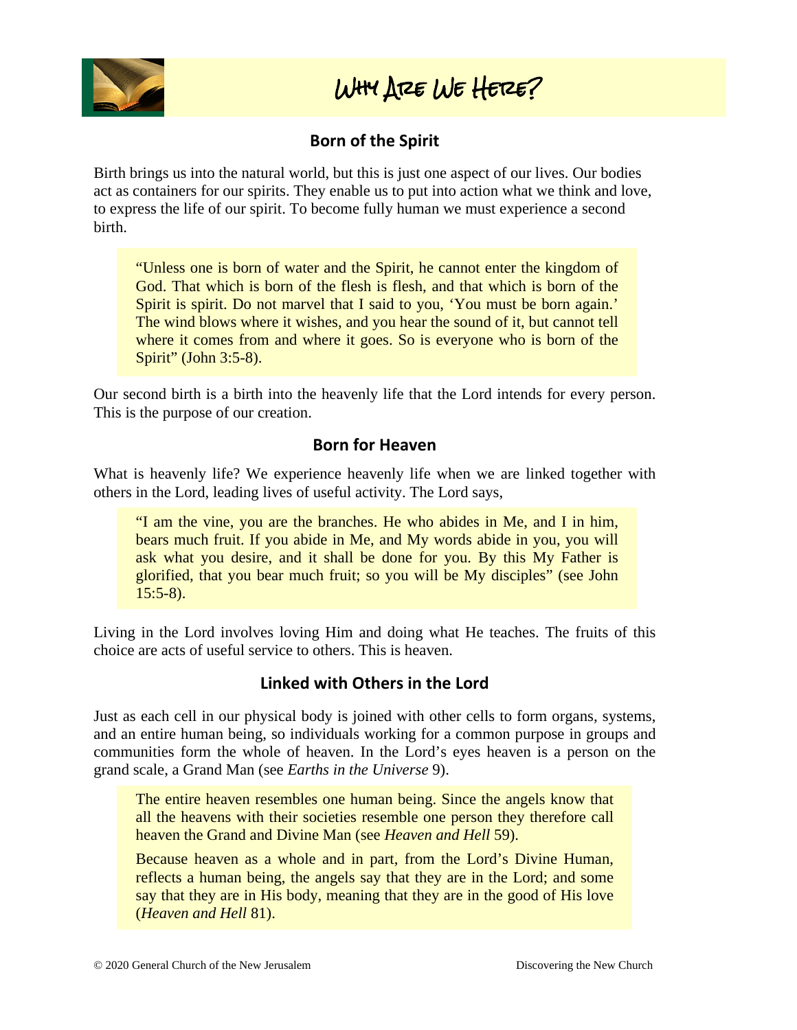# Why Are We Here?

## Born of the Spirit

Birth brings us into the natural world, but this is just one aspect of our lives. Our bodies act as containers for our spirits. They enable us to put into action what we think and love, to express the life of our spirit. To become fully human we must experience a second birth.

> "Unless one is born of water and the Spirit, he cannot enter the kingdom of God. That which is born of the flesh is flesh, and that which is born of the Spirit is spirit. Do not marvel that I said to you, 'You must be born again.' The wind blows where it wishes, and you hear the sound of it, but cannot tell where it comes from and where it goes. So is everyone who is born of the Spirit" (John 3:5-8).

Our second birth is a birth into the heavenly life that the Lord intends for every person. This is the purpose of our creation.

## Born for Heaven

What is heavenly life? We experience heavenly life when we are linked together with others in the Lord, leading lives of useful activity. The Lord says,

> "I am the vine, you are the branches. He who abides in Me, and I in him, bears much fruit. If you abide in Me, and My words abide in you, you will ask what you desire, and it shall be done for you. By this My Father is glorified, that you bear much fruit; so you will be My disciples" (see John 15:5-8).

Living in the Lord involves loving Him and doing what He teaches. The fruits of this choice are acts of useful service to others. This is heaven.

## Linked with Others in the Lord

Just as each cell in our physical body is joined with other cells to form organs, systems, and an entire human being, so individuals working for a common purpose in groups and communities form the whole of heaven. In the Lord's eyes heaven is a person on the grand scale, a Grand Man (see *Earths in the Universe* 9).

> The entire heaven resembles one human being. Since the angels know that all the heavens with their societies resemble one person they therefore call heaven the Grand and Divine Man (see *Heaven and Hell* 59).
>
> Because heaven as a whole and in part, from the Lord's Divine Human, reflects a human being, the angels say that they are in the Lord; and some say that they are in His body, meaning that they are in the good of His love (*Heaven and Hell* 81).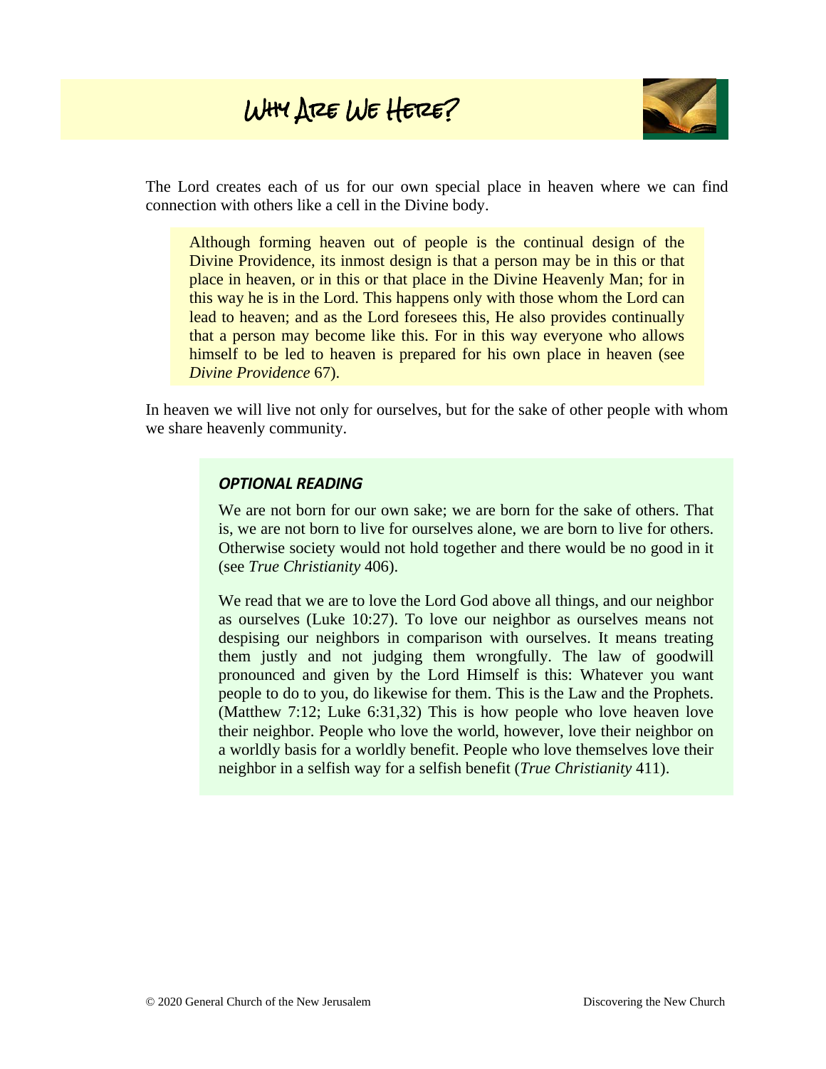# Why Are We Here?

The Lord creates each of us for our own special place in heaven where we can find connection with others like a cell in the Divine body.

> Although forming heaven out of people is the continual design of the Divine Providence, its inmost design is that a person may be in this or that place in heaven, or in this or that place in the Divine Heavenly Man; for in this way he is in the Lord. This happens only with those whom the Lord can lead to heaven; and as the Lord foresees this, He also provides continually that a person may become like this. For in this way everyone who allows himself to be led to heaven is prepared for his own place in heaven (see *Divine Providence* 67).

In heaven we will live not only for ourselves, but for the sake of other people with whom we share heavenly community.

> ***OPTIONAL READING***
>
> We are not born for our own sake; we are born for the sake of others. That is, we are not born to live for ourselves alone, we are born to live for others. Otherwise society would not hold together and there would be no good in it (see *True Christianity* 406).
>
> We read that we are to love the Lord God above all things, and our neighbor as ourselves (Luke 10:27). To love our neighbor as ourselves means not despising our neighbors in comparison with ourselves. It means treating them justly and not judging them wrongfully. The law of goodwill pronounced and given by the Lord Himself is this: Whatever you want people to do to you, do likewise for them. This is the Law and the Prophets. (Matthew 7:12; Luke 6:31,32) This is how people who love heaven love their neighbor. People who love the world, however, love their neighbor on a worldly basis for a worldly benefit. People who love themselves love their neighbor in a selfish way for a selfish benefit (*True Christianity* 411).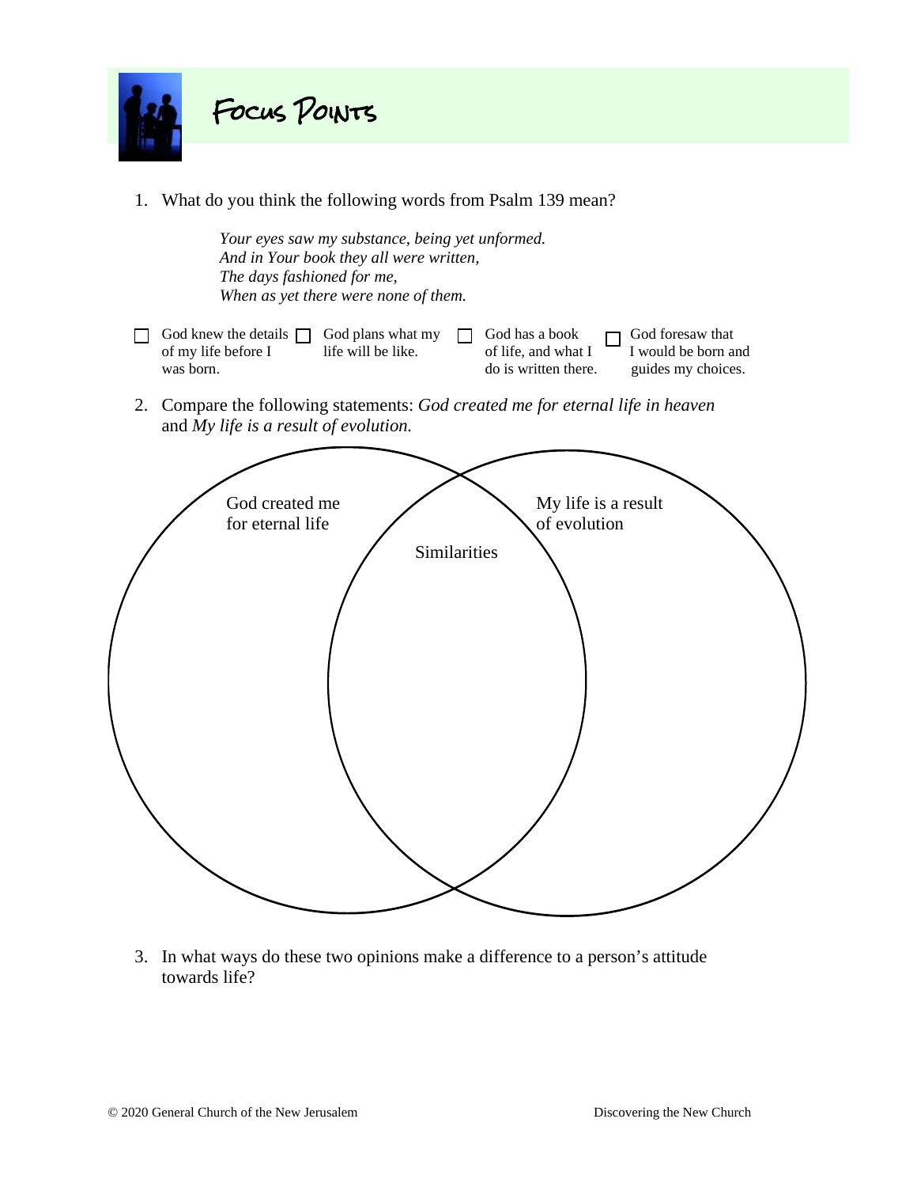# Focus Points

1. What do you think the following words from Psalm 139 mean?

   *Your eyes saw my substance, being yet unformed.*
   *And in Your book they all were written,*
   *The days fashioned for me,*
   *When as yet there were none of them.*

- ☐ God knew the details of my life before I was born.
- ☐ God plans what my life will be like.
- ☐ God has a book of life, and what I do is written there.
- ☐ God foresaw that I would be born and guides my choices.

2. Compare the following statements: *God created me for eternal life in heaven* and *My life is a result of evolution.*

God created me for eternal life

Similarities

My life is a result of evolution

3. In what ways do these two opinions make a difference to a person's attitude towards life?

© 2020 General Church of the New Jerusalem

Discovering the New Church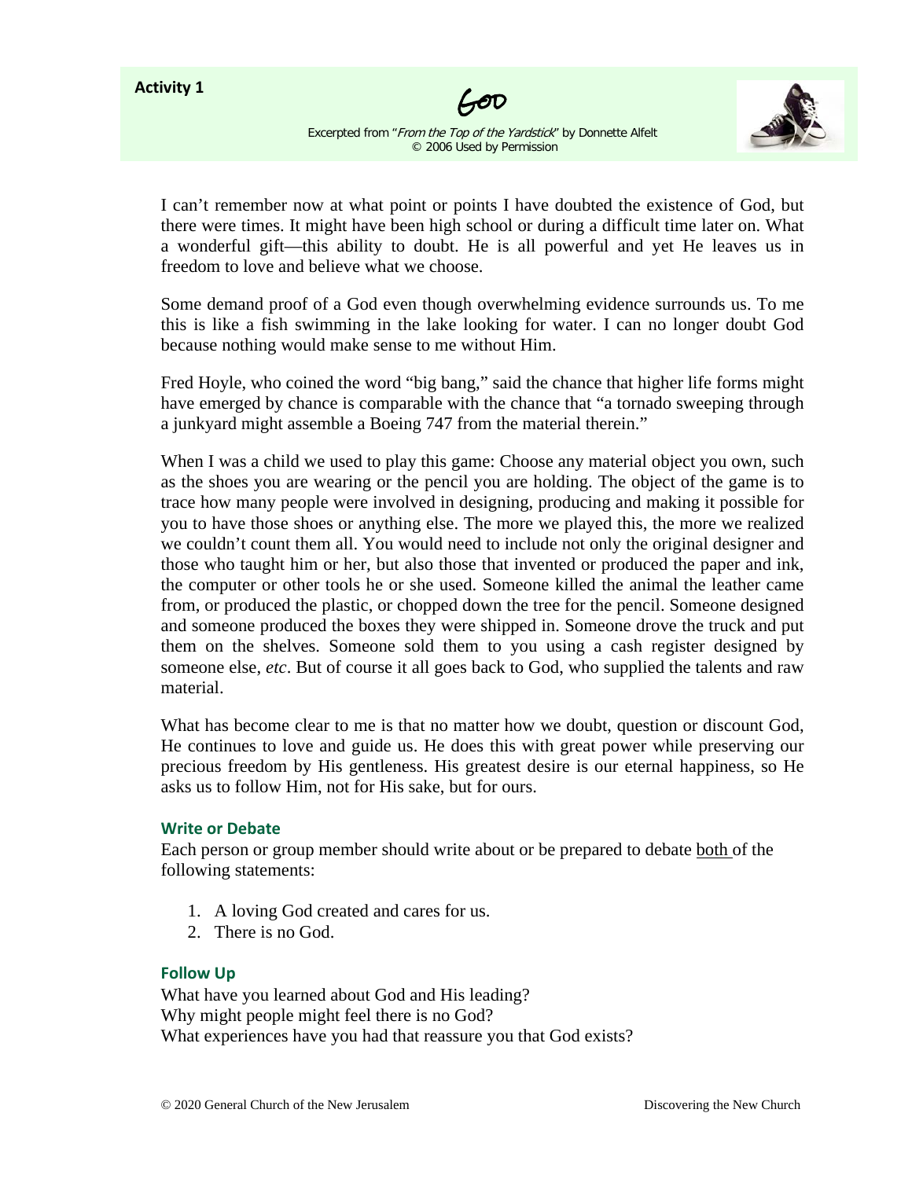**Activity 1**

# God

Excerpted from "*From the Top of the Yardstick*" by Donnette Alfelt
© 2006 Used by Permission

I can't remember now at what point or points I have doubted the existence of God, but there were times. It might have been high school or during a difficult time later on. What a wonderful gift—this ability to doubt. He is all powerful and yet He leaves us in freedom to love and believe what we choose.

Some demand proof of a God even though overwhelming evidence surrounds us. To me this is like a fish swimming in the lake looking for water. I can no longer doubt God because nothing would make sense to me without Him.

Fred Hoyle, who coined the word "big bang," said the chance that higher life forms might have emerged by chance is comparable with the chance that "a tornado sweeping through a junkyard might assemble a Boeing 747 from the material therein."

When I was a child we used to play this game: Choose any material object you own, such as the shoes you are wearing or the pencil you are holding. The object of the game is to trace how many people were involved in designing, producing and making it possible for you to have those shoes or anything else. The more we played this, the more we realized we couldn't count them all. You would need to include not only the original designer and those who taught him or her, but also those that invented or produced the paper and ink, the computer or other tools he or she used. Someone killed the animal the leather came from, or produced the plastic, or chopped down the tree for the pencil. Someone designed and someone produced the boxes they were shipped in. Someone drove the truck and put them on the shelves. Someone sold them to you using a cash register designed by someone else, *etc*. But of course it all goes back to God, who supplied the talents and raw material.

What has become clear to me is that no matter how we doubt, question or discount God, He continues to love and guide us. He does this with great power while preserving our precious freedom by His gentleness. His greatest desire is our eternal happiness, so He asks us to follow Him, not for His sake, but for ours.

### Write or Debate

Each person or group member should write about or be prepared to debate both of the following statements:

1. A loving God created and cares for us.
2. There is no God.

### Follow Up

What have you learned about God and His leading?
Why might people might feel there is no God?
What experiences have you had that reassure you that God exists?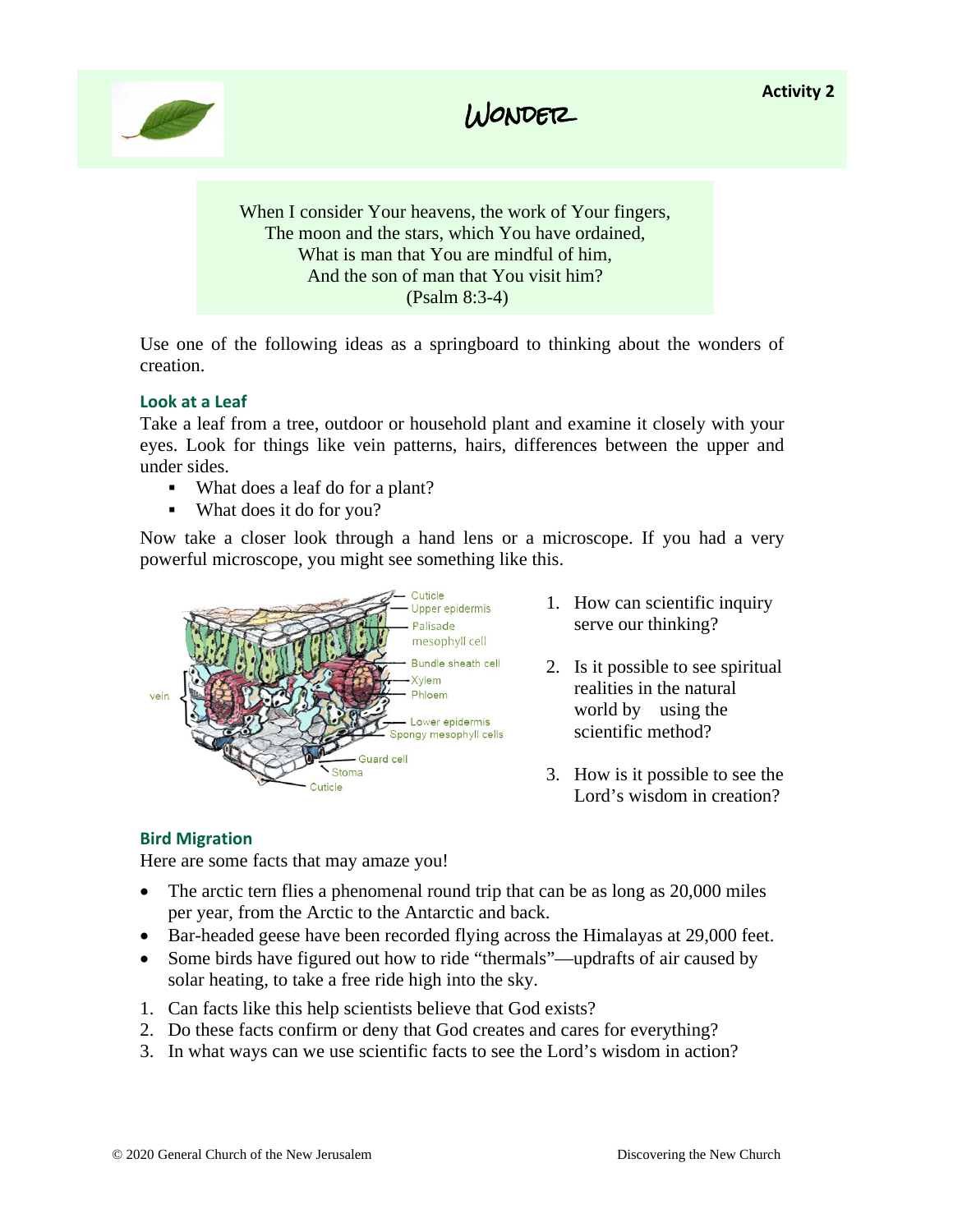**Activity 2**

# Wonder

When I consider Your heavens, the work of Your fingers,
The moon and the stars, which You have ordained,
What is man that You are mindful of him,
And the son of man that You visit him?
(Psalm 8:3-4)

Use one of the following ideas as a springboard to thinking about the wonders of creation.

### Look at a Leaf

Take a leaf from a tree, outdoor or household plant and examine it closely with your eyes. Look for things like vein patterns, hairs, differences between the upper and under sides.

- What does a leaf do for a plant?
- What does it do for you?

Now take a closer look through a hand lens or a microscope. If you had a very powerful microscope, you might see something like this.

Cuticle
Upper epidermis
Palisade mesophyll cell
Bundle sheath cell
Xylem
Phloem
vein
Lower epidermis
Spongy mesophyll cells
Guard cell
Stoma
Cuticle

1. How can scientific inquiry serve our thinking?
2. Is it possible to see spiritual realities in the natural world by using the scientific method?
3. How is it possible to see the Lord's wisdom in creation?

### Bird Migration

Here are some facts that may amaze you!

- The arctic tern flies a phenomenal round trip that can be as long as 20,000 miles per year, from the Arctic to the Antarctic and back.
- Bar-headed geese have been recorded flying across the Himalayas at 29,000 feet.
- Some birds have figured out how to ride "thermals"—updrafts of air caused by solar heating, to take a free ride high into the sky.

1. Can facts like this help scientists believe that God exists?
2. Do these facts confirm or deny that God creates and cares for everything?
3. In what ways can we use scientific facts to see the Lord's wisdom in action?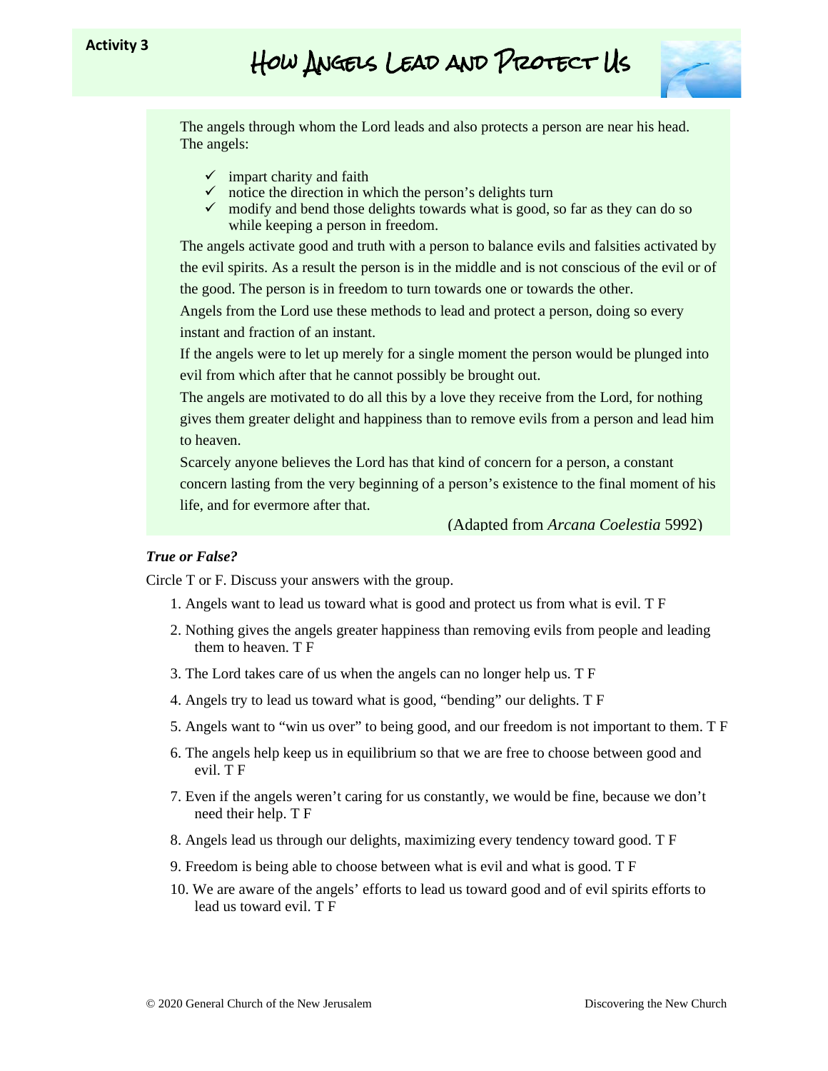**Activity 3**

# How Angels Lead and Protect Us

The angels through whom the Lord leads and also protects a person are near his head. The angels:

- ✓ impart charity and faith
- ✓ notice the direction in which the person's delights turn
- ✓ modify and bend those delights towards what is good, so far as they can do so while keeping a person in freedom.

The angels activate good and truth with a person to balance evils and falsities activated by the evil spirits. As a result the person is in the middle and is not conscious of the evil or of the good. The person is in freedom to turn towards one or towards the other.

Angels from the Lord use these methods to lead and protect a person, doing so every instant and fraction of an instant.

If the angels were to let up merely for a single moment the person would be plunged into evil from which after that he cannot possibly be brought out.

The angels are motivated to do all this by a love they receive from the Lord, for nothing gives them greater delight and happiness than to remove evils from a person and lead him to heaven.

Scarcely anyone believes the Lord has that kind of concern for a person, a constant concern lasting from the very beginning of a person's existence to the final moment of his life, and for evermore after that.

(Adapted from *Arcana Coelestia* 5992)

***True or False?***

Circle T or F. Discuss your answers with the group.

1. Angels want to lead us toward what is good and protect us from what is evil. T F
2. Nothing gives the angels greater happiness than removing evils from people and leading them to heaven. T F
3. The Lord takes care of us when the angels can no longer help us. T F
4. Angels try to lead us toward what is good, "bending" our delights. T F
5. Angels want to "win us over" to being good, and our freedom is not important to them. T F
6. The angels help keep us in equilibrium so that we are free to choose between good and evil. T F
7. Even if the angels weren't caring for us constantly, we would be fine, because we don't need their help. T F
8. Angels lead us through our delights, maximizing every tendency toward good. T F
9. Freedom is being able to choose between what is evil and what is good. T F
10. We are aware of the angels' efforts to lead us toward good and of evil spirits efforts to lead us toward evil. T F

© 2020 General Church of the New Jerusalem

Discovering the New Church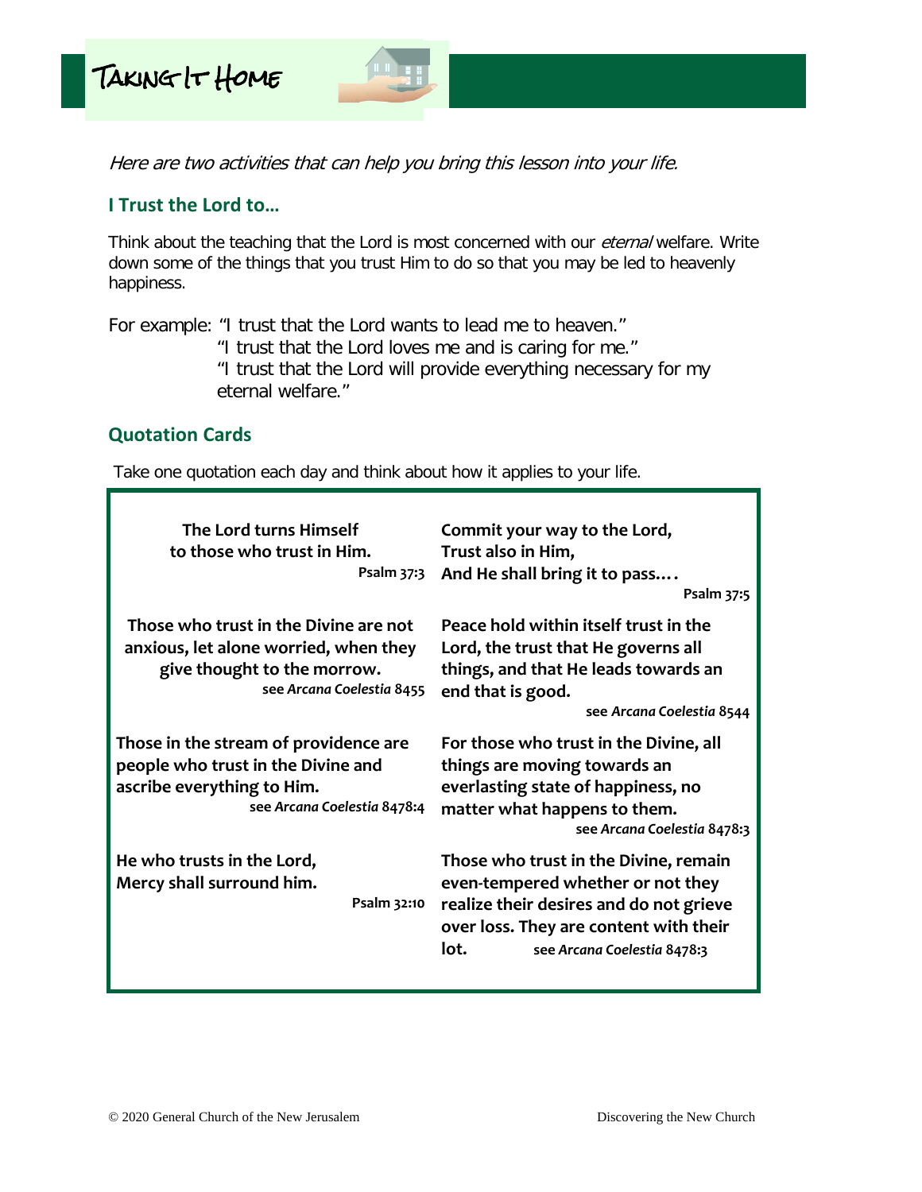# Taking It Home

*Here are two activities that can help you bring this lesson into your life.*

## I Trust the Lord to…

Think about the teaching that the Lord is most concerned with our *eternal* welfare. Write down some of the things that you trust Him to do so that you may be led to heavenly happiness.

For example: "I trust that the Lord wants to lead me to heaven."
"I trust that the Lord loves me and is caring for me."
"I trust that the Lord will provide everything necessary for my eternal welfare."

## Quotation Cards

Take one quotation each day and think about how it applies to your life.

**The Lord turns Himself to those who trust in Him.**
Psalm 37:3

**Commit your way to the Lord,
Trust also in Him,
And He shall bring it to pass….**
Psalm 37:5

**Those who trust in the Divine are not anxious, let alone worried, when they give thought to the morrow.**
see *Arcana Coelestia* 8455

**Peace hold within itself trust in the Lord, the trust that He governs all things, and that He leads towards an end that is good.**
see *Arcana Coelestia* 8544

**Those in the stream of providence are people who trust in the Divine and ascribe everything to Him.**
see *Arcana Coelestia* 8478:4

**For those who trust in the Divine, all things are moving towards an everlasting state of happiness, no matter what happens to them.**
see *Arcana Coelestia* 8478:3

**He who trusts in the Lord,
Mercy shall surround him.**
Psalm 32:10

**Those who trust in the Divine, remain even-tempered whether or not they realize their desires and do not grieve over loss. They are content with their lot.**
see *Arcana Coelestia* 8478:3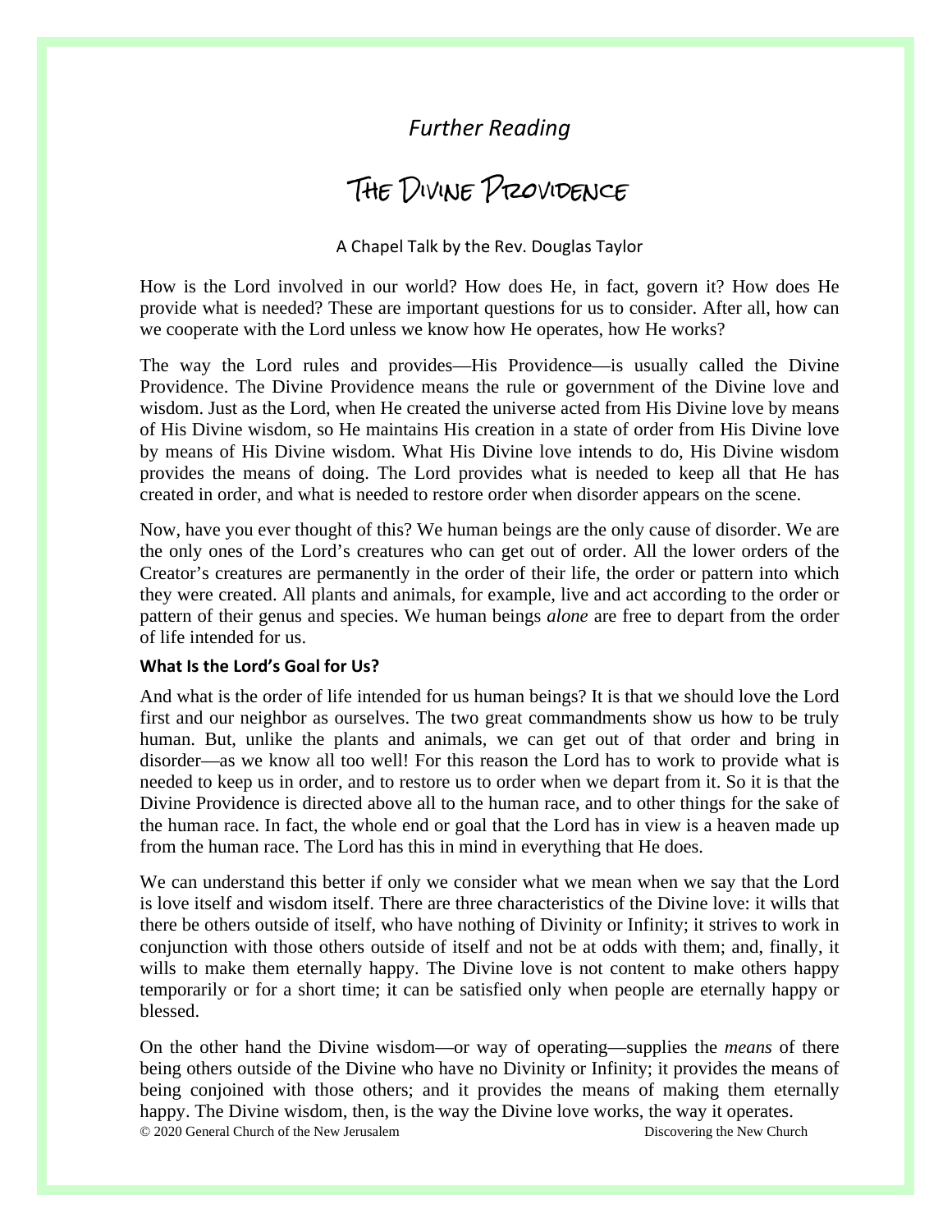*Further Reading*

# The Divine Providence

A Chapel Talk by the Rev. Douglas Taylor

How is the Lord involved in our world? How does He, in fact, govern it? How does He provide what is needed? These are important questions for us to consider. After all, how can we cooperate with the Lord unless we know how He operates, how He works?

The way the Lord rules and provides—His Providence—is usually called the Divine Providence. The Divine Providence means the rule or government of the Divine love and wisdom. Just as the Lord, when He created the universe acted from His Divine love by means of His Divine wisdom, so He maintains His creation in a state of order from His Divine love by means of His Divine wisdom. What His Divine love intends to do, His Divine wisdom provides the means of doing. The Lord provides what is needed to keep all that He has created in order, and what is needed to restore order when disorder appears on the scene.

Now, have you ever thought of this? We human beings are the only cause of disorder. We are the only ones of the Lord's creatures who can get out of order. All the lower orders of the Creator's creatures are permanently in the order of their life, the order or pattern into which they were created. All plants and animals, for example, live and act according to the order or pattern of their genus and species. We human beings *alone* are free to depart from the order of life intended for us.

### What Is the Lord's Goal for Us?

And what is the order of life intended for us human beings? It is that we should love the Lord first and our neighbor as ourselves. The two great commandments show us how to be truly human. But, unlike the plants and animals, we can get out of that order and bring in disorder—as we know all too well! For this reason the Lord has to work to provide what is needed to keep us in order, and to restore us to order when we depart from it. So it is that the Divine Providence is directed above all to the human race, and to other things for the sake of the human race. In fact, the whole end or goal that the Lord has in view is a heaven made up from the human race. The Lord has this in mind in everything that He does.

We can understand this better if only we consider what we mean when we say that the Lord is love itself and wisdom itself. There are three characteristics of the Divine love: it wills that there be others outside of itself, who have nothing of Divinity or Infinity; it strives to work in conjunction with those others outside of itself and not be at odds with them; and, finally, it wills to make them eternally happy. The Divine love is not content to make others happy temporarily or for a short time; it can be satisfied only when people are eternally happy or blessed.

On the other hand the Divine wisdom—or way of operating—supplies the *means* of there being others outside of the Divine who have no Divinity or Infinity; it provides the means of being conjoined with those others; and it provides the means of making them eternally happy. The Divine wisdom, then, is the way the Divine love works, the way it operates.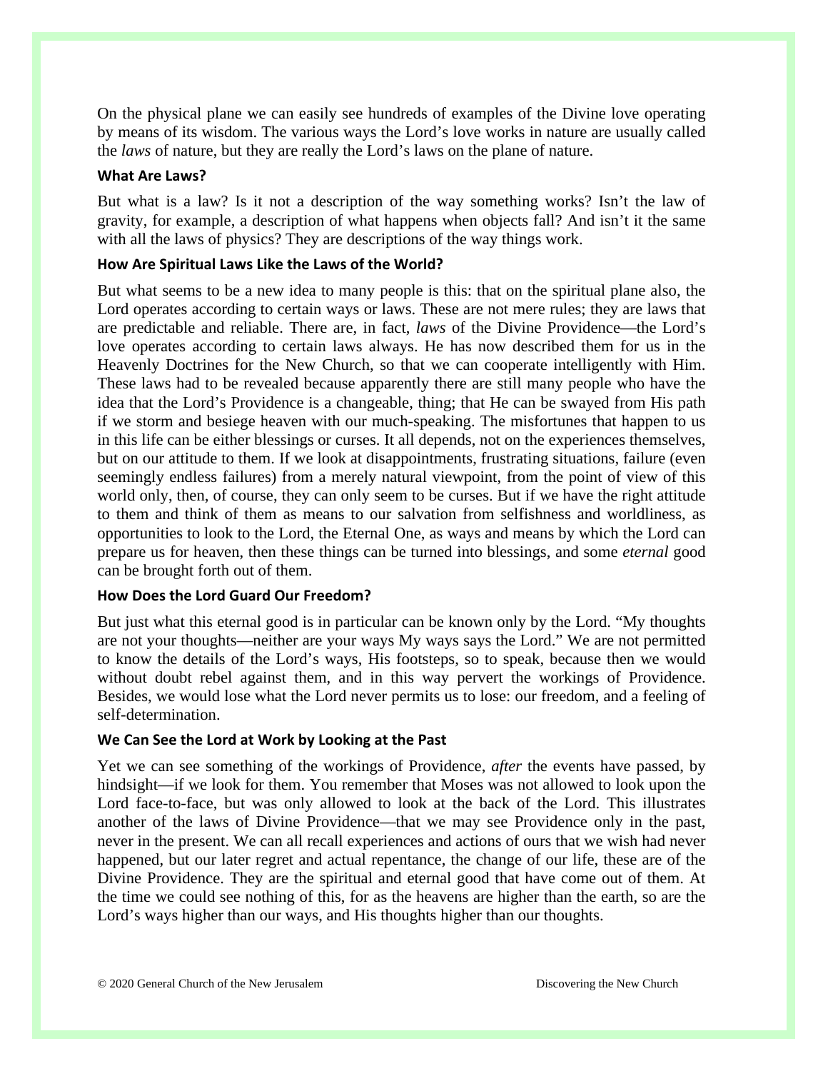On the physical plane we can easily see hundreds of examples of the Divine love operating by means of its wisdom. The various ways the Lord's love works in nature are usually called the *laws* of nature, but they are really the Lord's laws on the plane of nature.

### What Are Laws?

But what is a law? Is it not a description of the way something works? Isn't the law of gravity, for example, a description of what happens when objects fall? And isn't it the same with all the laws of physics? They are descriptions of the way things work.

### How Are Spiritual Laws Like the Laws of the World?

But what seems to be a new idea to many people is this: that on the spiritual plane also, the Lord operates according to certain ways or laws. These are not mere rules; they are laws that are predictable and reliable. There are, in fact, *laws* of the Divine Providence—the Lord's love operates according to certain laws always. He has now described them for us in the Heavenly Doctrines for the New Church, so that we can cooperate intelligently with Him. These laws had to be revealed because apparently there are still many people who have the idea that the Lord's Providence is a changeable, thing; that He can be swayed from His path if we storm and besiege heaven with our much-speaking. The misfortunes that happen to us in this life can be either blessings or curses. It all depends, not on the experiences themselves, but on our attitude to them. If we look at disappointments, frustrating situations, failure (even seemingly endless failures) from a merely natural viewpoint, from the point of view of this world only, then, of course, they can only seem to be curses. But if we have the right attitude to them and think of them as means to our salvation from selfishness and worldliness, as opportunities to look to the Lord, the Eternal One, as ways and means by which the Lord can prepare us for heaven, then these things can be turned into blessings, and some *eternal* good can be brought forth out of them.

### How Does the Lord Guard Our Freedom?

But just what this eternal good is in particular can be known only by the Lord. "My thoughts are not your thoughts—neither are your ways My ways says the Lord." We are not permitted to know the details of the Lord's ways, His footsteps, so to speak, because then we would without doubt rebel against them, and in this way pervert the workings of Providence. Besides, we would lose what the Lord never permits us to lose: our freedom, and a feeling of self-determination.

### We Can See the Lord at Work by Looking at the Past

Yet we can see something of the workings of Providence, *after* the events have passed, by hindsight—if we look for them. You remember that Moses was not allowed to look upon the Lord face-to-face, but was only allowed to look at the back of the Lord. This illustrates another of the laws of Divine Providence—that we may see Providence only in the past, never in the present. We can all recall experiences and actions of ours that we wish had never happened, but our later regret and actual repentance, the change of our life, these are of the Divine Providence. They are the spiritual and eternal good that have come out of them. At the time we could see nothing of this, for as the heavens are higher than the earth, so are the Lord's ways higher than our ways, and His thoughts higher than our thoughts.